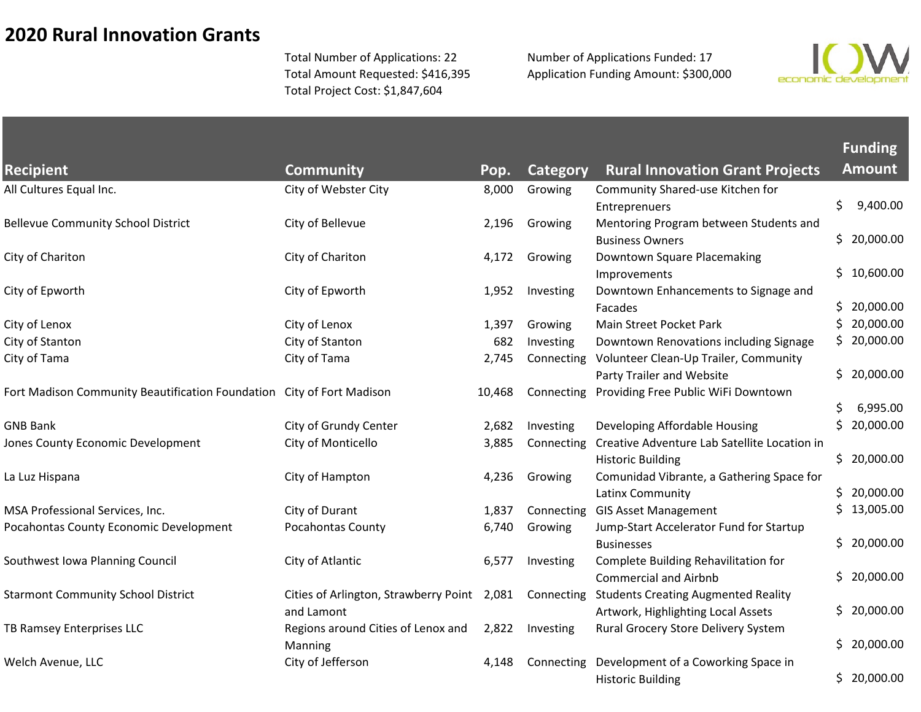# 2020 Rural Innovation Grants

Total Number of Applications: 22
Total Amount Requested: $416,395
Total Project Cost: $1,847,604

Number of Applications Funded: 17
Application Funding Amount: $300,000

IOWA economic development

| Recipient | Community | Pop. | Category | Rural Innovation Grant Projects | Funding Amount |
|---|---|---|---|---|---|
| All Cultures Equal Inc. | City of Webster City | 8,000 | Growing | Community Shared-use Kitchen for Entreprenuers | $ 9,400.00 |
| Bellevue Community School District | City of Bellevue | 2,196 | Growing | Mentoring Program between Students and Business Owners | $ 20,000.00 |
| City of Chariton | City of Chariton | 4,172 | Growing | Downtown Square Placemaking Improvements | $ 10,600.00 |
| City of Epworth | City of Epworth | 1,952 | Investing | Downtown Enhancements to Signage and Facades | $ 20,000.00 |
| City of Lenox | City of Lenox | 1,397 | Growing | Main Street Pocket Park | $ 20,000.00 |
| City of Stanton | City of Stanton | 682 | Investing | Downtown Renovations including Signage | $ 20,000.00 |
| City of Tama | City of Tama | 2,745 | Connecting | Volunteer Clean-Up Trailer, Community Party Trailer and Website | $ 20,000.00 |
| Fort Madison Community Beautification Foundation | City of Fort Madison | 10,468 | Connecting | Providing Free Public WiFi Downtown | $ 6,995.00 |
| GNB Bank | City of Grundy Center | 2,682 | Investing | Developing Affordable Housing | $ 20,000.00 |
| Jones County Economic Development | City of Monticello | 3,885 | Connecting | Creative Adventure Lab Satellite Location in Historic Building | $ 20,000.00 |
| La Luz Hispana | City of Hampton | 4,236 | Growing | Comunidad Vibrante, a Gathering Space for Latinx Community | $ 20,000.00 |
| MSA Professional Services, Inc. | City of Durant | 1,837 | Connecting | GIS Asset Management | $ 13,005.00 |
| Pocahontas County Economic Development | Pocahontas County | 6,740 | Growing | Jump-Start Accelerator Fund for Startup Businesses | $ 20,000.00 |
| Southwest Iowa Planning Council | City of Atlantic | 6,577 | Investing | Complete Building Rehavilitation for Commercial and Airbnb | $ 20,000.00 |
| Starmont Community School District | Cities of Arlington, Strawberry Point and Lamont | 2,081 | Connecting | Students Creating Augmented Reality Artwork, Highlighting Local Assets | $ 20,000.00 |
| TB Ramsey Enterprises LLC | Regions around Cities of Lenox and Manning | 2,822 | Investing | Rural Grocery Store Delivery System | $ 20,000.00 |
| Welch Avenue, LLC | City of Jefferson | 4,148 | Connecting | Development of a Coworking Space in Historic Building | $ 20,000.00 |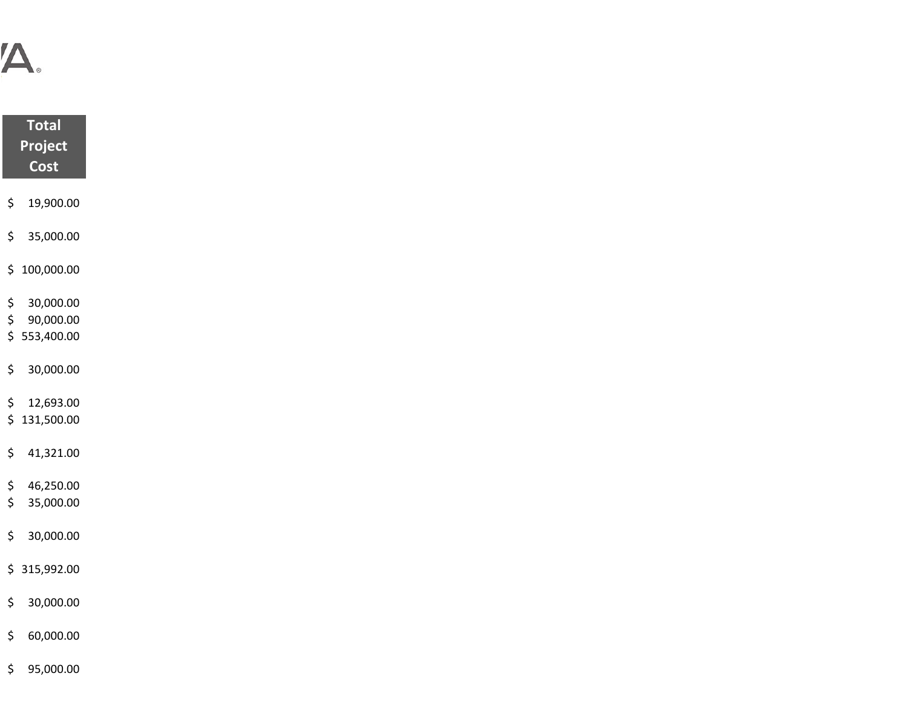| Total Project Cost |
| --- |
| $ 19,900.00 |
| $ 35,000.00 |
| $ 100,000.00 |
| $ 30,000.00 |
| $ 90,000.00 |
| $ 553,400.00 |
| $ 30,000.00 |
| $ 12,693.00 |
| $ 131,500.00 |
| $ 41,321.00 |
| $ 46,250.00 |
| $ 35,000.00 |
| $ 30,000.00 |
| $ 315,992.00 |
| $ 30,000.00 |
| $ 60,000.00 |
| $ 95,000.00 |